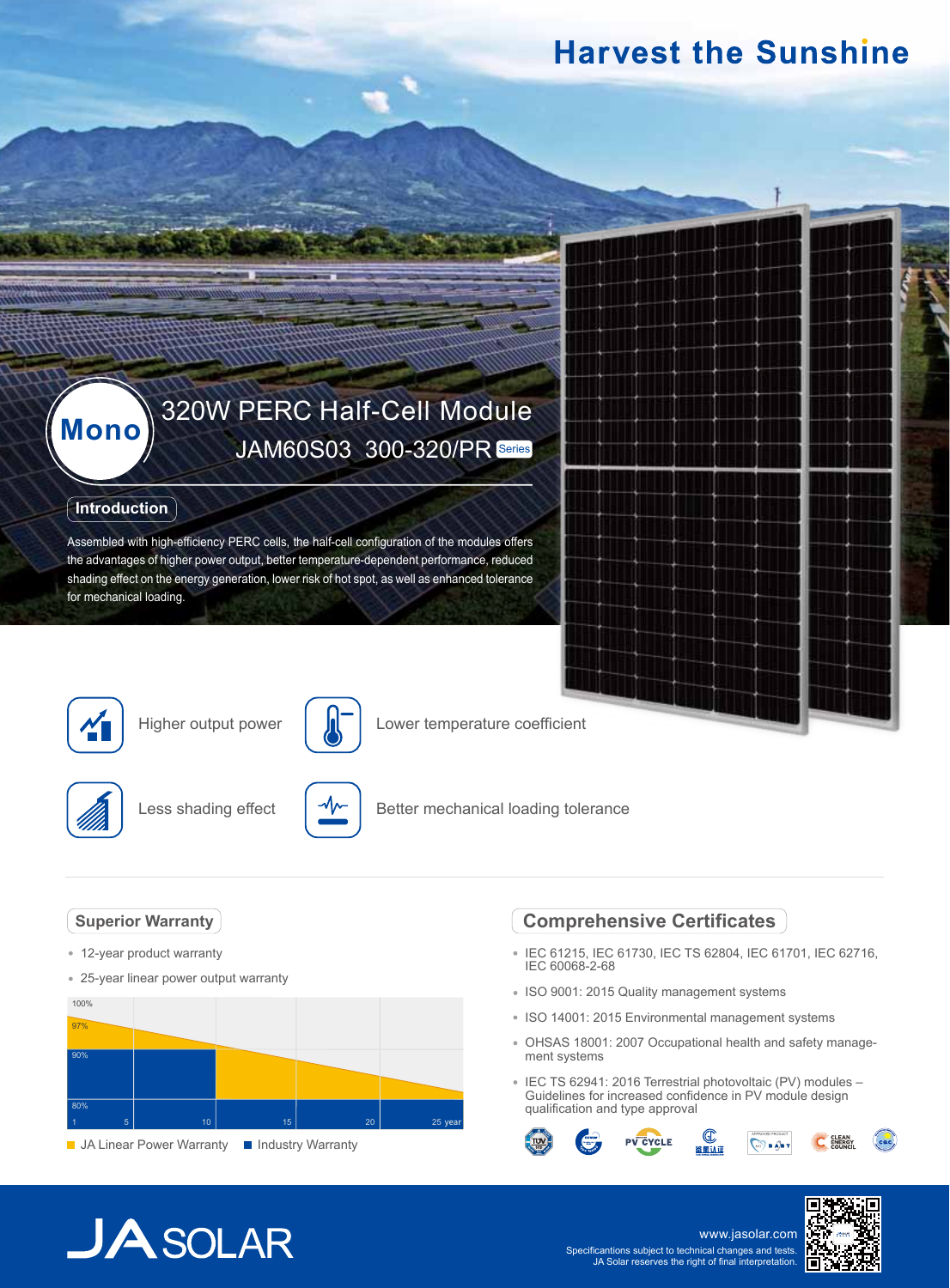# Harvest the Sunshine

**Mono**

## 320W PERC Half-Cell Module

JAM60S03 300-320/PR Series

### Introduction

Assembled with high-efficiency PERC cells, the half-cell configuration of the modules offers the advantages of higher power output, better temperature-dependent performance, reduced shading effect on the energy generation, lower risk of hot spot, as well as enhanced tolerance for mechanical loading.

- Higher output power
- Lower temperature coefficient
- Less shading effect
- Better mechanical loading tolerance

### Superior Warranty

- 12-year product warranty
- 25-year linear power output warranty

100%
97%
90%
80%
1 5 10 15 20 25 year

JA Linear Power Warranty ■ Industry Warranty

### Comprehensive Certificates

- IEC 61215, IEC 61730, IEC TS 62804, IEC 61701, IEC 62716, IEC 60068-2-68
- ISO 9001: 2015 Quality management systems
- ISO 14001: 2015 Environmental management systems
- OHSAS 18001: 2007 Occupational health and safety management systems
- IEC TS 62941: 2016 Terrestrial photovoltaic (PV) modules – Guidelines for increased confidence in PV module design qualification and type approval

JA SOLAR

www.jasolar.com

Specificantions subject to technical changes and tests.
JA Solar reserves the right of final interpretation.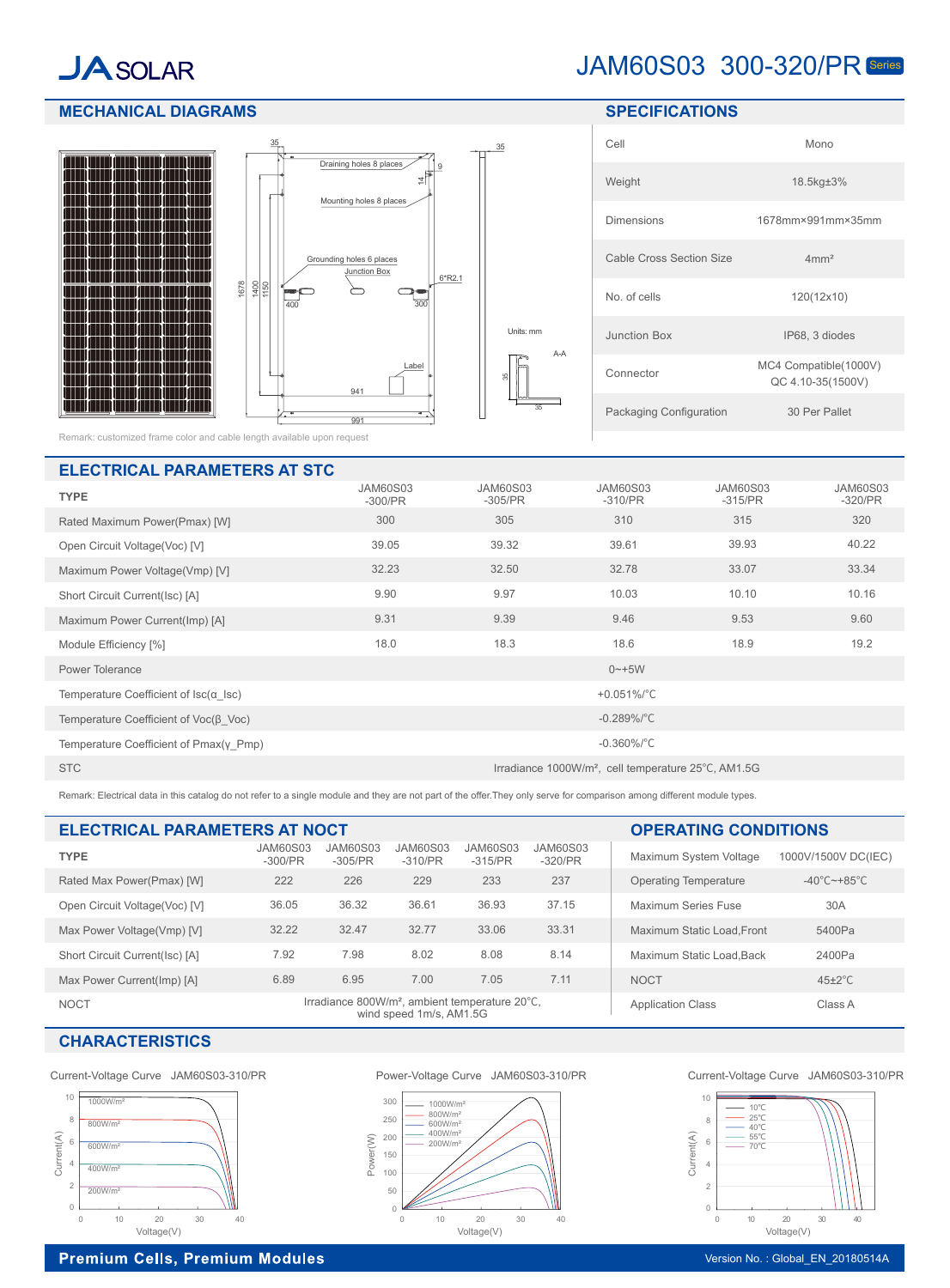# JA SOLAR

# JAM60S03 300-320/PR Series

## MECHANICAL DIAGRAMS

35
Draining holes 8 places
9
14
Mounting holes 8 places
Grounding holes 6 places
Junction Box
6*R2.1
1678
1400
1150
400
300
Label
941
991
35
Units: mm
A-A
35
35

Remark: customized frame color and cable length available upon request

## SPECIFICATIONS

| | |
|---|---|
| Cell | Mono |
| Weight | 18.5kg±3% |
| Dimensions | 1678mm×991mm×35mm |
| Cable Cross Section Size | 4mm² |
| No. of cells | 120(12x10) |
| Junction Box | IP68, 3 diodes |
| Connector | MC4 Compatible(1000V) QC 4.10-35(1500V) |
| Packaging Configuration | 30 Per Pallet |

## ELECTRICAL PARAMETERS AT STC

| TYPE | JAM60S03 -300/PR | JAM60S03 -305/PR | JAM60S03 -310/PR | JAM60S03 -315/PR | JAM60S03 -320/PR |
|---|---|---|---|---|---|
| Rated Maximum Power(Pmax) [W] | 300 | 305 | 310 | 315 | 320 |
| Open Circuit Voltage(Voc) [V] | 39.05 | 39.32 | 39.61 | 39.93 | 40.22 |
| Maximum Power Voltage(Vmp) [V] | 32.23 | 32.50 | 32.78 | 33.07 | 33.34 |
| Short Circuit Current(Isc) [A] | 9.90 | 9.97 | 10.03 | 10.10 | 10.16 |
| Maximum Power Current(Imp) [A] | 9.31 | 9.39 | 9.46 | 9.53 | 9.60 |
| Module Efficiency [%] | 18.0 | 18.3 | 18.6 | 18.9 | 19.2 |
| Power Tolerance | 0~+5W | | | | |
| Temperature Coefficient of Isc(α_Isc) | +0.051%/°C | | | | |
| Temperature Coefficient of Voc(β_Voc) | -0.289%/°C | | | | |
| Temperature Coefficient of Pmax(γ_Pmp) | -0.360%/°C | | | | |
| STC | Irradiance 1000W/m², cell temperature 25°C, AM1.5G | | | | |

Remark: Electrical data in this catalog do not refer to a single module and they are not part of the offer.They only serve for comparison among different module types.

## ELECTRICAL PARAMETERS AT NOCT

| TYPE | JAM60S03 -300/PR | JAM60S03 -305/PR | JAM60S03 -310/PR | JAM60S03 -315/PR | JAM60S03 -320/PR |
|---|---|---|---|---|---|
| Rated Max Power(Pmax) [W] | 222 | 226 | 229 | 233 | 237 |
| Open Circuit Voltage(Voc) [V] | 36.05 | 36.32 | 36.61 | 36.93 | 37.15 |
| Max Power Voltage(Vmp) [V] | 32.22 | 32.47 | 32.77 | 33.06 | 33.31 |
| Short Circuit Current(Isc) [A] | 7.92 | 7.98 | 8.02 | 8.08 | 8.14 |
| Max Power Current(Imp) [A] | 6.89 | 6.95 | 7.00 | 7.05 | 7.11 |
| NOCT | Irradiance 800W/m², ambient temperature 20°C, wind speed 1m/s, AM1.5G | | | | |

## OPERATING CONDITIONS

| | |
|---|---|
| Maximum System Voltage | 1000V/1500V DC(IEC) |
| Operating Temperature | -40°C~+85°C |
| Maximum Series Fuse | 30A |
| Maximum Static Load,Front | 5400Pa |
| Maximum Static Load,Back | 2400Pa |
| NOCT | 45±2°C |
| Application Class | Class A |

## CHARACTERISTICS

Current-Voltage Curve JAM60S03-310/PR

Current(A)
Voltage(V)
1000W/m²
800W/m²
600W/m²
400W/m²
200W/m²
0 2 4 6 8 10
0 10 20 30 40

Power-Voltage Curve JAM60S03-310/PR

Power(W)
Voltage(V)
1000W/m²
800W/m²
600W/m²
400W/m²
200W/m²
0 50 100 150 200 250 300
0 10 20 30 40

Current-Voltage Curve JAM60S03-310/PR

Current(A)
Voltage(V)
10°C
25°C
40°C
55°C
70°C
0 2 4 6 8 10
0 10 20 30 40

**Premium Cells, Premium Modules**

Version No. : Global_EN_20180514A